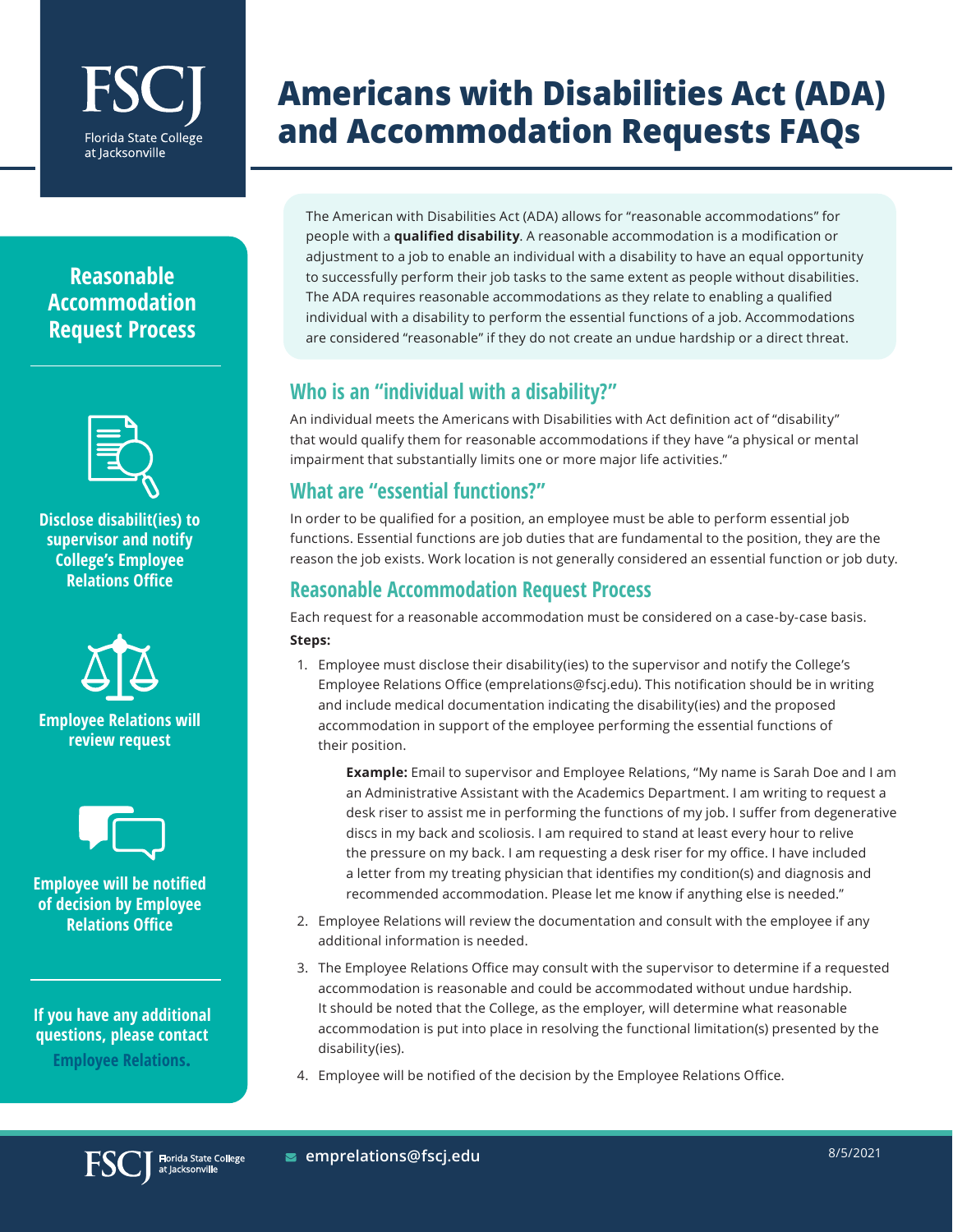# Americans with Disabilities Act (ADA) and Accommodation Requests FAQs

## Reasonable Accommodation Request Process

**Disclose disabilit(ies) to supervisor and notify College's Employee Relations Office**

**Employee Relations will review request**

**Employee will be notified of decision by Employee Relations Office**

**If you have any additional questions, please contact Employee Relations.**

The American with Disabilities Act (ADA) allows for "reasonable accommodations" for people with a **qualified disability**. A reasonable accommodation is a modification or adjustment to a job to enable an individual with a disability to have an equal opportunity to successfully perform their job tasks to the same extent as people without disabilities. The ADA requires reasonable accommodations as they relate to enabling a qualified individual with a disability to perform the essential functions of a job. Accommodations are considered "reasonable" if they do not create an undue hardship or a direct threat.

## Who is an "individual with a disability?"

An individual meets the Americans with Disabilities with Act definition act of "disability" that would qualify them for reasonable accommodations if they have "a physical or mental impairment that substantially limits one or more major life activities."

## What are "essential functions?"

In order to be qualified for a position, an employee must be able to perform essential job functions. Essential functions are job duties that are fundamental to the position, they are the reason the job exists. Work location is not generally considered an essential function or job duty.

## Reasonable Accommodation Request Process

Each request for a reasonable accommodation must be considered on a case-by-case basis.

**Steps:**

1. Employee must disclose their disability(ies) to the supervisor and notify the College's Employee Relations Office (emprelations@fscj.edu). This notification should be in writing and include medical documentation indicating the disability(ies) and the proposed accommodation in support of the employee performing the essential functions of their position.

   **Example:** Email to supervisor and Employee Relations, "My name is Sarah Doe and I am an Administrative Assistant with the Academics Department. I am writing to request a desk riser to assist me in performing the functions of my job. I suffer from degenerative discs in my back and scoliosis. I am required to stand at least every hour to relive the pressure on my back. I am requesting a desk riser for my office. I have included a letter from my treating physician that identifies my condition(s) and diagnosis and recommended accommodation. Please let me know if anything else is needed."

2. Employee Relations will review the documentation and consult with the employee if any additional information is needed.
3. The Employee Relations Office may consult with the supervisor to determine if a requested accommodation is reasonable and could be accommodated without undue hardship. It should be noted that the College, as the employer, will determine what reasonable accommodation is put into place in resolving the functional limitation(s) presented by the disability(ies).
4. Employee will be notified of the decision by the Employee Relations Office.

emprelations@fscj.edu

8/5/2021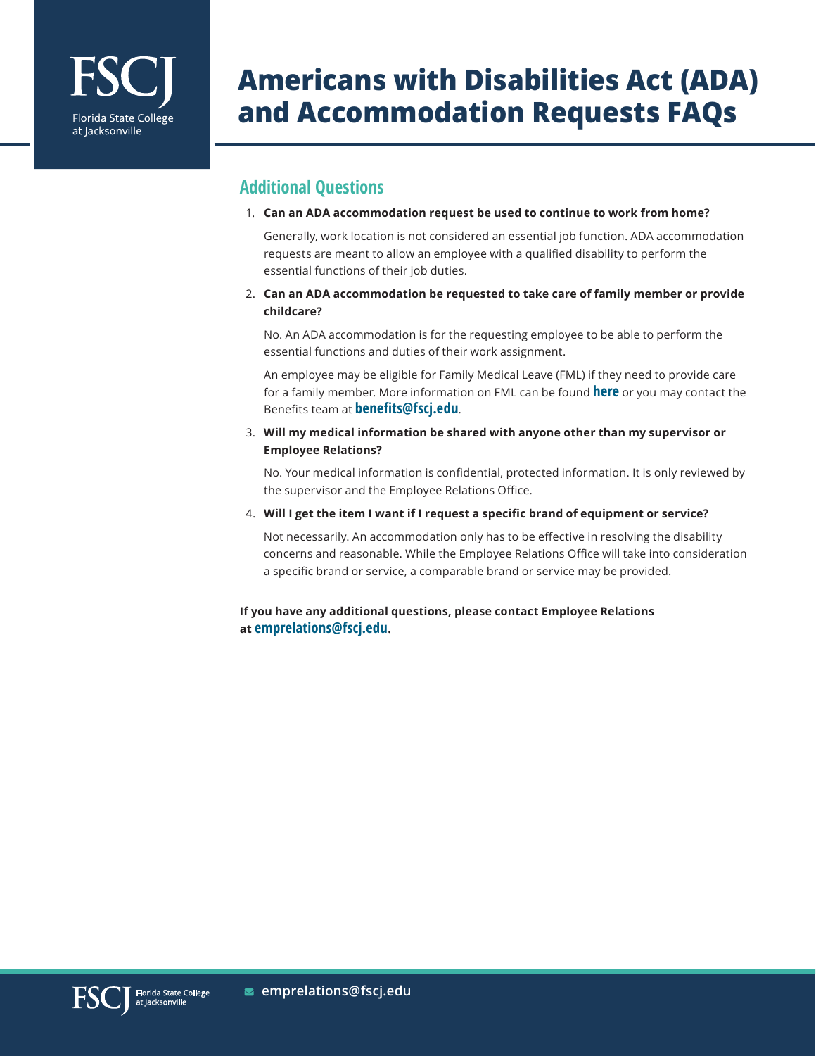# Americans with Disabilities Act (ADA) and Accommodation Requests FAQs

## Additional Questions

1. **Can an ADA accommodation request be used to continue to work from home?**

   Generally, work location is not considered an essential job function. ADA accommodation requests are meant to allow an employee with a qualified disability to perform the essential functions of their job duties.

2. **Can an ADA accommodation be requested to take care of family member or provide childcare?**

   No. An ADA accommodation is for the requesting employee to be able to perform the essential functions and duties of their work assignment.

   An employee may be eligible for Family Medical Leave (FML) if they need to provide care for a family member. More information on FML can be found **here** or you may contact the Benefits team at **benefits@fscj.edu**.

3. **Will my medical information be shared with anyone other than my supervisor or Employee Relations?**

   No. Your medical information is confidential, protected information. It is only reviewed by the supervisor and the Employee Relations Office.

4. **Will I get the item I want if I request a specific brand of equipment or service?**

   Not necessarily. An accommodation only has to be effective in resolving the disability concerns and reasonable. While the Employee Relations Office will take into consideration a specific brand or service, a comparable brand or service may be provided.

**If you have any additional questions, please contact Employee Relations at emprelations@fscj.edu.**